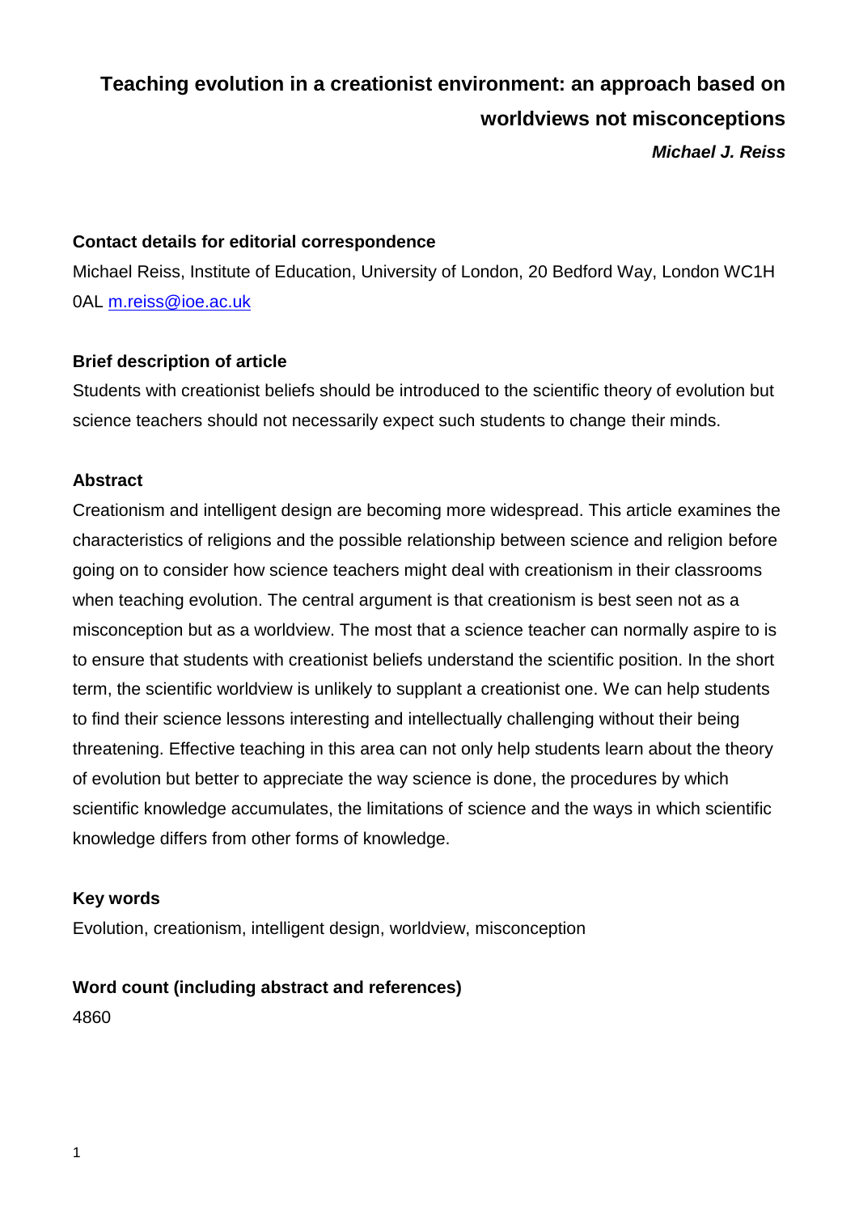# Teaching evolution in a creationist environment: an approach based on worldviews not misconceptions

***Michael J. Reiss***

**Contact details for editorial correspondence**

Michael Reiss, Institute of Education, University of London, 20 Bedford Way, London WC1H 0AL m.reiss@ioe.ac.uk

**Brief description of article**

Students with creationist beliefs should be introduced to the scientific theory of evolution but science teachers should not necessarily expect such students to change their minds.

**Abstract**

Creationism and intelligent design are becoming more widespread. This article examines the characteristics of religions and the possible relationship between science and religion before going on to consider how science teachers might deal with creationism in their classrooms when teaching evolution. The central argument is that creationism is best seen not as a misconception but as a worldview. The most that a science teacher can normally aspire to is to ensure that students with creationist beliefs understand the scientific position. In the short term, the scientific worldview is unlikely to supplant a creationist one. We can help students to find their science lessons interesting and intellectually challenging without their being threatening. Effective teaching in this area can not only help students learn about the theory of evolution but better to appreciate the way science is done, the procedures by which scientific knowledge accumulates, the limitations of science and the ways in which scientific knowledge differs from other forms of knowledge.

**Key words**

Evolution, creationism, intelligent design, worldview, misconception

**Word count (including abstract and references)**

4860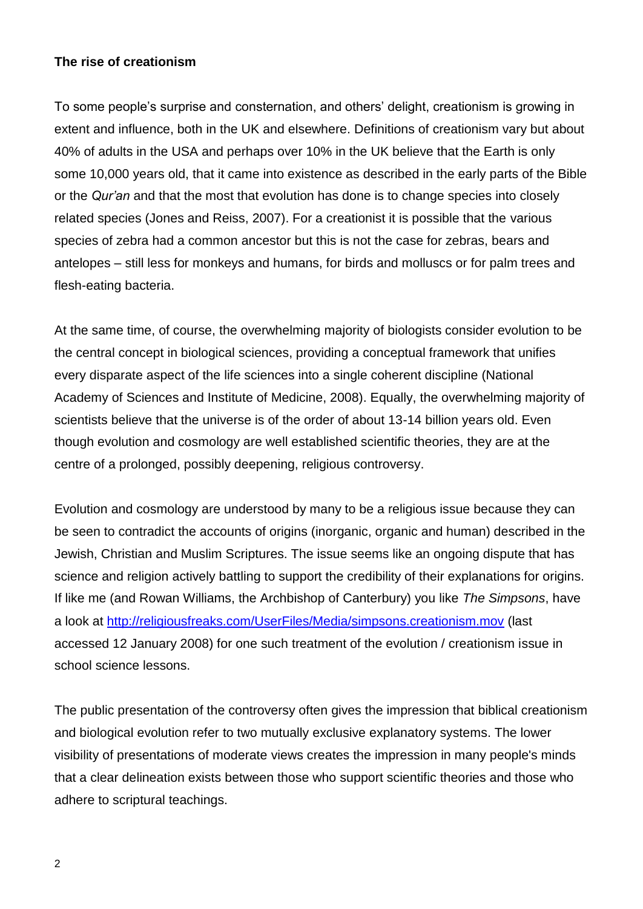**The rise of creationism**

To some people's surprise and consternation, and others' delight, creationism is growing in extent and influence, both in the UK and elsewhere. Definitions of creationism vary but about 40% of adults in the USA and perhaps over 10% in the UK believe that the Earth is only some 10,000 years old, that it came into existence as described in the early parts of the Bible or the *Qur'an* and that the most that evolution has done is to change species into closely related species (Jones and Reiss, 2007). For a creationist it is possible that the various species of zebra had a common ancestor but this is not the case for zebras, bears and antelopes – still less for monkeys and humans, for birds and molluscs or for palm trees and flesh-eating bacteria.

At the same time, of course, the overwhelming majority of biologists consider evolution to be the central concept in biological sciences, providing a conceptual framework that unifies every disparate aspect of the life sciences into a single coherent discipline (National Academy of Sciences and Institute of Medicine, 2008). Equally, the overwhelming majority of scientists believe that the universe is of the order of about 13-14 billion years old. Even though evolution and cosmology are well established scientific theories, they are at the centre of a prolonged, possibly deepening, religious controversy.

Evolution and cosmology are understood by many to be a religious issue because they can be seen to contradict the accounts of origins (inorganic, organic and human) described in the Jewish, Christian and Muslim Scriptures. The issue seems like an ongoing dispute that has science and religion actively battling to support the credibility of their explanations for origins. If like me (and Rowan Williams, the Archbishop of Canterbury) you like *The Simpsons*, have a look at http://religiousfreaks.com/UserFiles/Media/simpsons.creationism.mov (last accessed 12 January 2008) for one such treatment of the evolution / creationism issue in school science lessons.

The public presentation of the controversy often gives the impression that biblical creationism and biological evolution refer to two mutually exclusive explanatory systems. The lower visibility of presentations of moderate views creates the impression in many people's minds that a clear delineation exists between those who support scientific theories and those who adhere to scriptural teachings.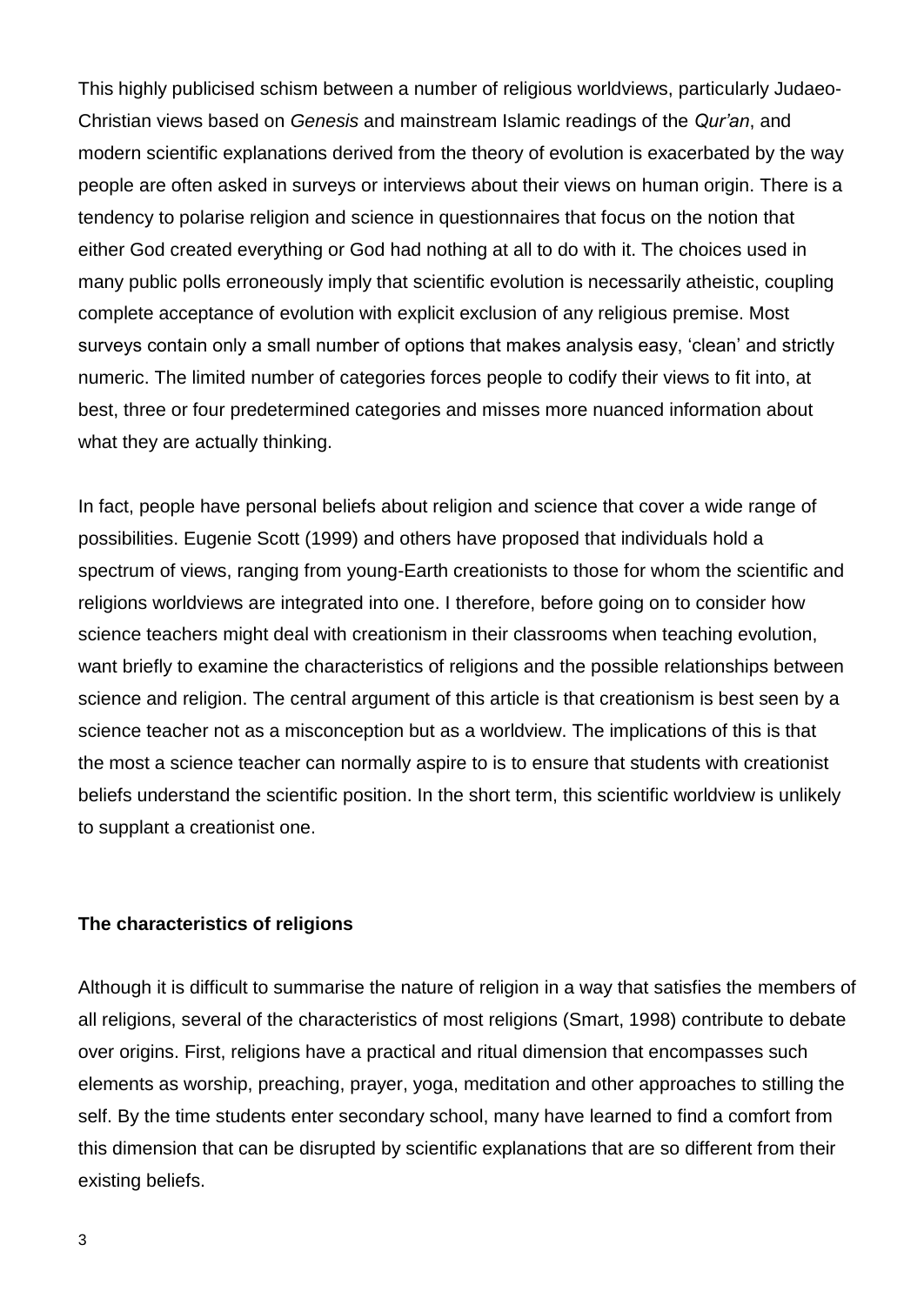This highly publicised schism between a number of religious worldviews, particularly Judaeo-Christian views based on *Genesis* and mainstream Islamic readings of the *Qur'an*, and modern scientific explanations derived from the theory of evolution is exacerbated by the way people are often asked in surveys or interviews about their views on human origin. There is a tendency to polarise religion and science in questionnaires that focus on the notion that either God created everything or God had nothing at all to do with it. The choices used in many public polls erroneously imply that scientific evolution is necessarily atheistic, coupling complete acceptance of evolution with explicit exclusion of any religious premise. Most surveys contain only a small number of options that makes analysis easy, 'clean' and strictly numeric. The limited number of categories forces people to codify their views to fit into, at best, three or four predetermined categories and misses more nuanced information about what they are actually thinking.

In fact, people have personal beliefs about religion and science that cover a wide range of possibilities. Eugenie Scott (1999) and others have proposed that individuals hold a spectrum of views, ranging from young-Earth creationists to those for whom the scientific and religions worldviews are integrated into one. I therefore, before going on to consider how science teachers might deal with creationism in their classrooms when teaching evolution, want briefly to examine the characteristics of religions and the possible relationships between science and religion. The central argument of this article is that creationism is best seen by a science teacher not as a misconception but as a worldview. The implications of this is that the most a science teacher can normally aspire to is to ensure that students with creationist beliefs understand the scientific position. In the short term, this scientific worldview is unlikely to supplant a creationist one.

## The characteristics of religions

Although it is difficult to summarise the nature of religion in a way that satisfies the members of all religions, several of the characteristics of most religions (Smart, 1998) contribute to debate over origins. First, religions have a practical and ritual dimension that encompasses such elements as worship, preaching, prayer, yoga, meditation and other approaches to stilling the self. By the time students enter secondary school, many have learned to find a comfort from this dimension that can be disrupted by scientific explanations that are so different from their existing beliefs.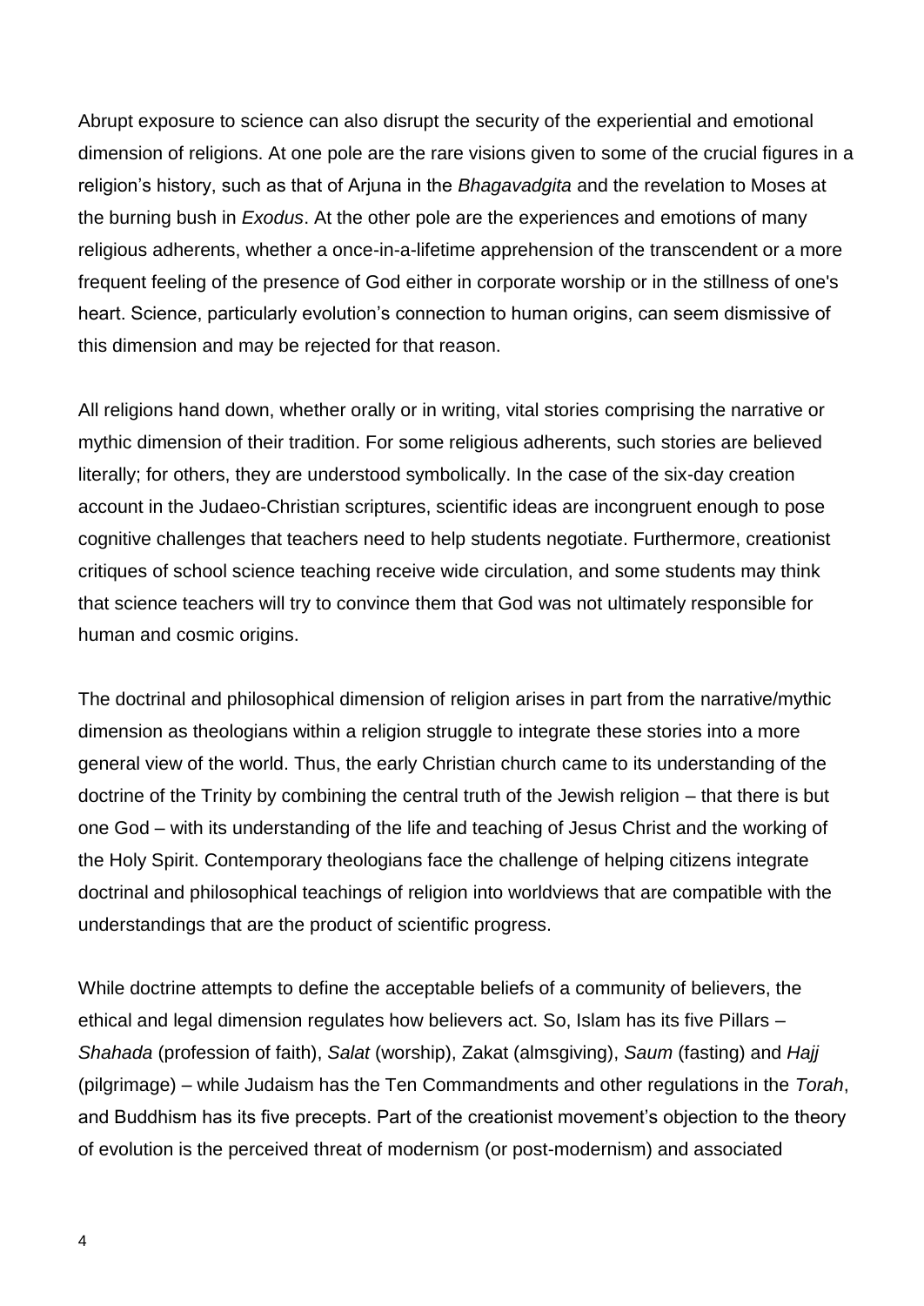Abrupt exposure to science can also disrupt the security of the experiential and emotional dimension of religions. At one pole are the rare visions given to some of the crucial figures in a religion's history, such as that of Arjuna in the *Bhagavadgita* and the revelation to Moses at the burning bush in *Exodus*. At the other pole are the experiences and emotions of many religious adherents, whether a once-in-a-lifetime apprehension of the transcendent or a more frequent feeling of the presence of God either in corporate worship or in the stillness of one's heart. Science, particularly evolution's connection to human origins, can seem dismissive of this dimension and may be rejected for that reason.

All religions hand down, whether orally or in writing, vital stories comprising the narrative or mythic dimension of their tradition. For some religious adherents, such stories are believed literally; for others, they are understood symbolically. In the case of the six-day creation account in the Judaeo-Christian scriptures, scientific ideas are incongruent enough to pose cognitive challenges that teachers need to help students negotiate. Furthermore, creationist critiques of school science teaching receive wide circulation, and some students may think that science teachers will try to convince them that God was not ultimately responsible for human and cosmic origins.

The doctrinal and philosophical dimension of religion arises in part from the narrative/mythic dimension as theologians within a religion struggle to integrate these stories into a more general view of the world. Thus, the early Christian church came to its understanding of the doctrine of the Trinity by combining the central truth of the Jewish religion – that there is but one God – with its understanding of the life and teaching of Jesus Christ and the working of the Holy Spirit. Contemporary theologians face the challenge of helping citizens integrate doctrinal and philosophical teachings of religion into worldviews that are compatible with the understandings that are the product of scientific progress.

While doctrine attempts to define the acceptable beliefs of a community of believers, the ethical and legal dimension regulates how believers act. So, Islam has its five Pillars – *Shahada* (profession of faith), *Salat* (worship), Zakat (almsgiving), *Saum* (fasting) and *Hajj* (pilgrimage) – while Judaism has the Ten Commandments and other regulations in the *Torah*, and Buddhism has its five precepts. Part of the creationist movement's objection to the theory of evolution is the perceived threat of modernism (or post-modernism) and associated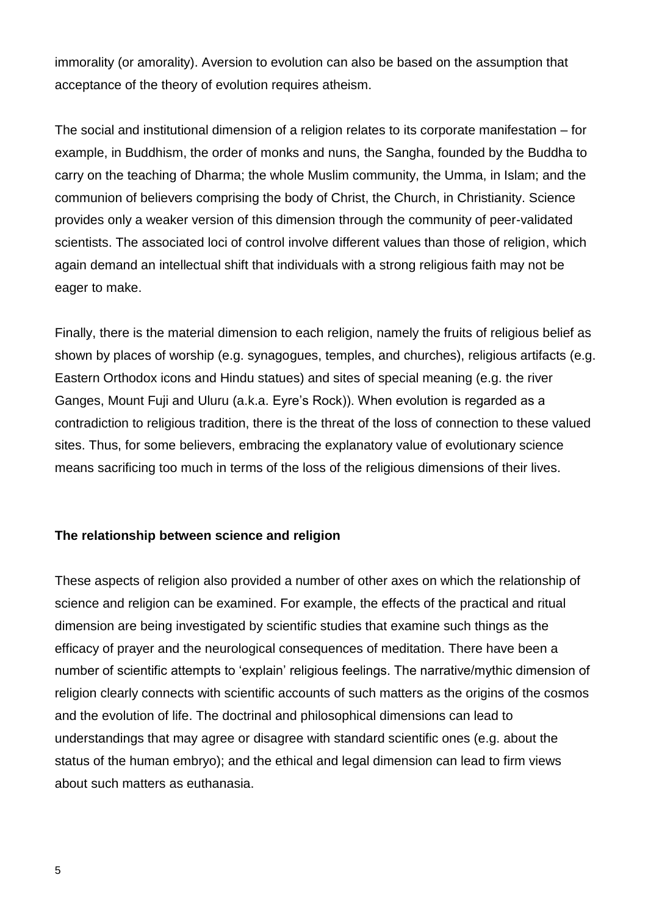immorality (or amorality). Aversion to evolution can also be based on the assumption that acceptance of the theory of evolution requires atheism.

The social and institutional dimension of a religion relates to its corporate manifestation – for example, in Buddhism, the order of monks and nuns, the Sangha, founded by the Buddha to carry on the teaching of Dharma; the whole Muslim community, the Umma, in Islam; and the communion of believers comprising the body of Christ, the Church, in Christianity. Science provides only a weaker version of this dimension through the community of peer-validated scientists. The associated loci of control involve different values than those of religion, which again demand an intellectual shift that individuals with a strong religious faith may not be eager to make.

Finally, there is the material dimension to each religion, namely the fruits of religious belief as shown by places of worship (e.g. synagogues, temples, and churches), religious artifacts (e.g. Eastern Orthodox icons and Hindu statues) and sites of special meaning (e.g. the river Ganges, Mount Fuji and Uluru (a.k.a. Eyre's Rock)). When evolution is regarded as a contradiction to religious tradition, there is the threat of the loss of connection to these valued sites. Thus, for some believers, embracing the explanatory value of evolutionary science means sacrificing too much in terms of the loss of the religious dimensions of their lives.

## The relationship between science and religion

These aspects of religion also provided a number of other axes on which the relationship of science and religion can be examined. For example, the effects of the practical and ritual dimension are being investigated by scientific studies that examine such things as the efficacy of prayer and the neurological consequences of meditation. There have been a number of scientific attempts to 'explain' religious feelings. The narrative/mythic dimension of religion clearly connects with scientific accounts of such matters as the origins of the cosmos and the evolution of life. The doctrinal and philosophical dimensions can lead to understandings that may agree or disagree with standard scientific ones (e.g. about the status of the human embryo); and the ethical and legal dimension can lead to firm views about such matters as euthanasia.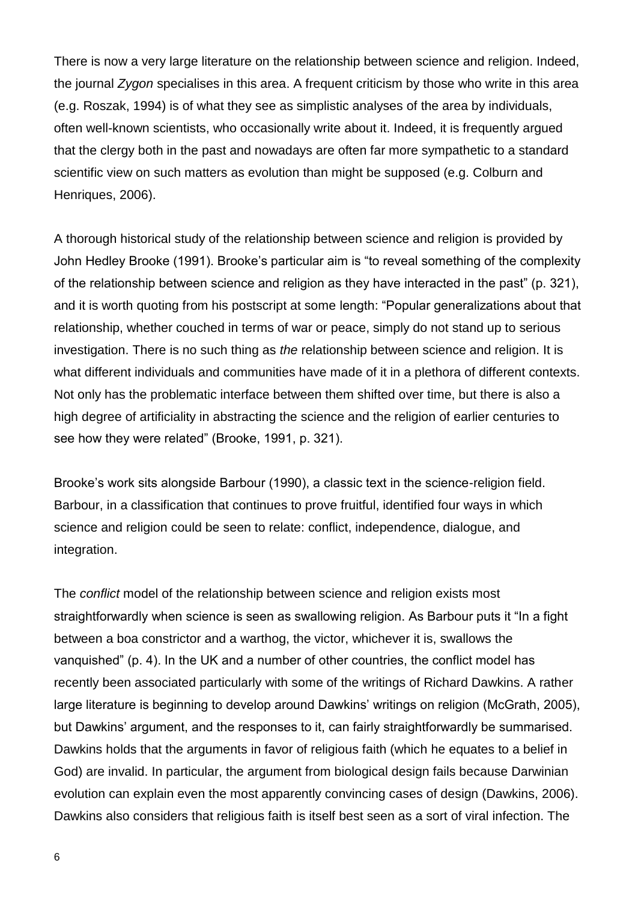There is now a very large literature on the relationship between science and religion. Indeed, the journal *Zygon* specialises in this area. A frequent criticism by those who write in this area (e.g. Roszak, 1994) is of what they see as simplistic analyses of the area by individuals, often well-known scientists, who occasionally write about it. Indeed, it is frequently argued that the clergy both in the past and nowadays are often far more sympathetic to a standard scientific view on such matters as evolution than might be supposed (e.g. Colburn and Henriques, 2006).

A thorough historical study of the relationship between science and religion is provided by John Hedley Brooke (1991). Brooke's particular aim is "to reveal something of the complexity of the relationship between science and religion as they have interacted in the past" (p. 321), and it is worth quoting from his postscript at some length: "Popular generalizations about that relationship, whether couched in terms of war or peace, simply do not stand up to serious investigation. There is no such thing as *the* relationship between science and religion. It is what different individuals and communities have made of it in a plethora of different contexts. Not only has the problematic interface between them shifted over time, but there is also a high degree of artificiality in abstracting the science and the religion of earlier centuries to see how they were related" (Brooke, 1991, p. 321).

Brooke's work sits alongside Barbour (1990), a classic text in the science-religion field. Barbour, in a classification that continues to prove fruitful, identified four ways in which science and religion could be seen to relate: conflict, independence, dialogue, and integration.

The *conflict* model of the relationship between science and religion exists most straightforwardly when science is seen as swallowing religion. As Barbour puts it "In a fight between a boa constrictor and a warthog, the victor, whichever it is, swallows the vanquished" (p. 4). In the UK and a number of other countries, the conflict model has recently been associated particularly with some of the writings of Richard Dawkins. A rather large literature is beginning to develop around Dawkins' writings on religion (McGrath, 2005), but Dawkins' argument, and the responses to it, can fairly straightforwardly be summarised. Dawkins holds that the arguments in favor of religious faith (which he equates to a belief in God) are invalid. In particular, the argument from biological design fails because Darwinian evolution can explain even the most apparently convincing cases of design (Dawkins, 2006). Dawkins also considers that religious faith is itself best seen as a sort of viral infection. The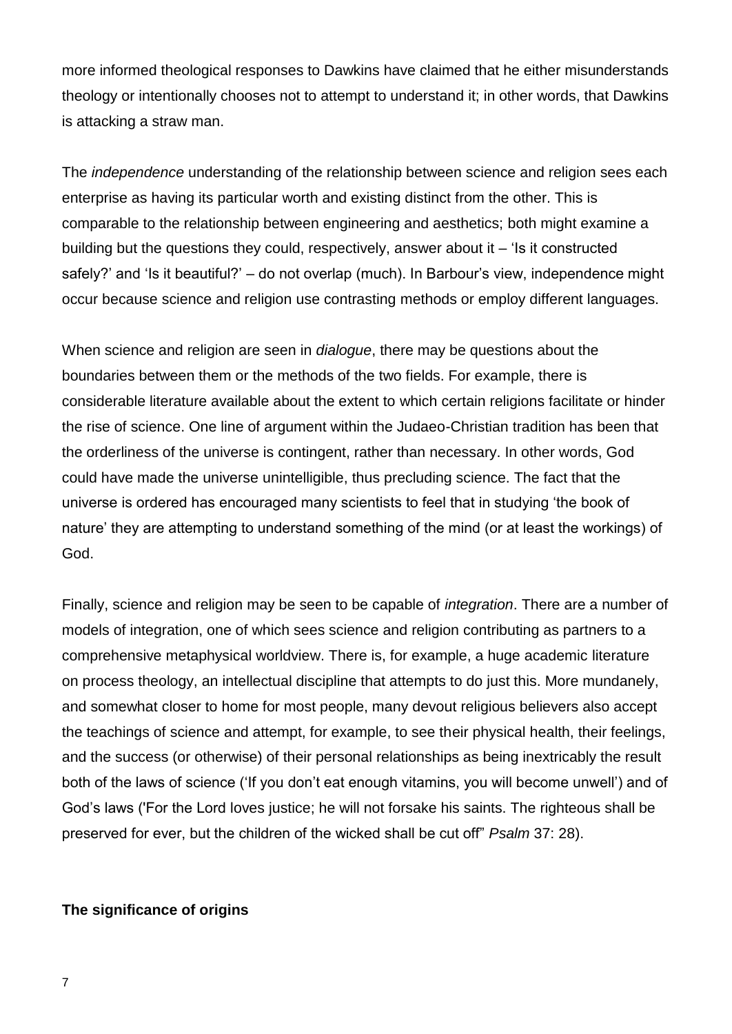more informed theological responses to Dawkins have claimed that he either misunderstands theology or intentionally chooses not to attempt to understand it; in other words, that Dawkins is attacking a straw man.

The *independence* understanding of the relationship between science and religion sees each enterprise as having its particular worth and existing distinct from the other. This is comparable to the relationship between engineering and aesthetics; both might examine a building but the questions they could, respectively, answer about it – 'Is it constructed safely?' and 'Is it beautiful?' – do not overlap (much). In Barbour's view, independence might occur because science and religion use contrasting methods or employ different languages.

When science and religion are seen in *dialogue*, there may be questions about the boundaries between them or the methods of the two fields. For example, there is considerable literature available about the extent to which certain religions facilitate or hinder the rise of science. One line of argument within the Judaeo-Christian tradition has been that the orderliness of the universe is contingent, rather than necessary. In other words, God could have made the universe unintelligible, thus precluding science. The fact that the universe is ordered has encouraged many scientists to feel that in studying 'the book of nature' they are attempting to understand something of the mind (or at least the workings) of God.

Finally, science and religion may be seen to be capable of *integration*. There are a number of models of integration, one of which sees science and religion contributing as partners to a comprehensive metaphysical worldview. There is, for example, a huge academic literature on process theology, an intellectual discipline that attempts to do just this. More mundanely, and somewhat closer to home for most people, many devout religious believers also accept the teachings of science and attempt, for example, to see their physical health, their feelings, and the success (or otherwise) of their personal relationships as being inextricably the result both of the laws of science ('If you don't eat enough vitamins, you will become unwell') and of God's laws ('For the Lord loves justice; he will not forsake his saints. The righteous shall be preserved for ever, but the children of the wicked shall be cut off" *Psalm* 37: 28).

**The significance of origins**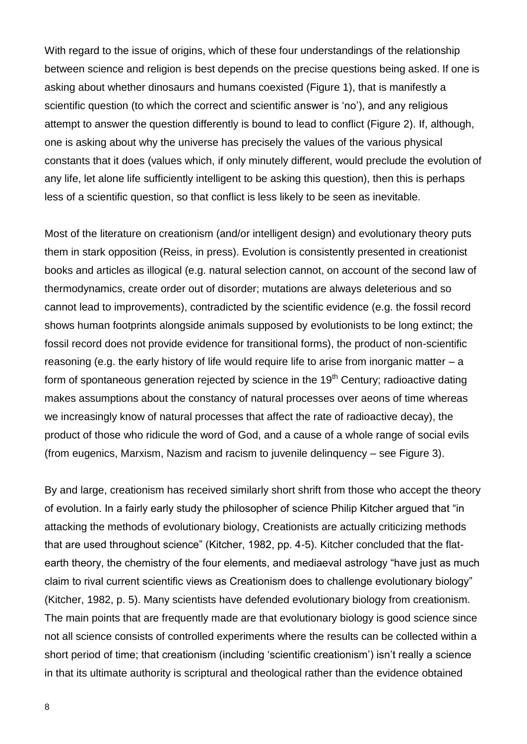With regard to the issue of origins, which of these four understandings of the relationship between science and religion is best depends on the precise questions being asked. If one is asking about whether dinosaurs and humans coexisted (Figure 1), that is manifestly a scientific question (to which the correct and scientific answer is 'no'), and any religious attempt to answer the question differently is bound to lead to conflict (Figure 2). If, although, one is asking about why the universe has precisely the values of the various physical constants that it does (values which, if only minutely different, would preclude the evolution of any life, let alone life sufficiently intelligent to be asking this question), then this is perhaps less of a scientific question, so that conflict is less likely to be seen as inevitable.

Most of the literature on creationism (and/or intelligent design) and evolutionary theory puts them in stark opposition (Reiss, in press). Evolution is consistently presented in creationist books and articles as illogical (e.g. natural selection cannot, on account of the second law of thermodynamics, create order out of disorder; mutations are always deleterious and so cannot lead to improvements), contradicted by the scientific evidence (e.g. the fossil record shows human footprints alongside animals supposed by evolutionists to be long extinct; the fossil record does not provide evidence for transitional forms), the product of non-scientific reasoning (e.g. the early history of life would require life to arise from inorganic matter – a form of spontaneous generation rejected by science in the 19th Century; radioactive dating makes assumptions about the constancy of natural processes over aeons of time whereas we increasingly know of natural processes that affect the rate of radioactive decay), the product of those who ridicule the word of God, and a cause of a whole range of social evils (from eugenics, Marxism, Nazism and racism to juvenile delinquency – see Figure 3).

By and large, creationism has received similarly short shrift from those who accept the theory of evolution. In a fairly early study the philosopher of science Philip Kitcher argued that "in attacking the methods of evolutionary biology, Creationists are actually criticizing methods that are used throughout science" (Kitcher, 1982, pp. 4-5). Kitcher concluded that the flat-earth theory, the chemistry of the four elements, and mediaeval astrology "have just as much claim to rival current scientific views as Creationism does to challenge evolutionary biology" (Kitcher, 1982, p. 5). Many scientists have defended evolutionary biology from creationism. The main points that are frequently made are that evolutionary biology is good science since not all science consists of controlled experiments where the results can be collected within a short period of time; that creationism (including 'scientific creationism') isn't really a science in that its ultimate authority is scriptural and theological rather than the evidence obtained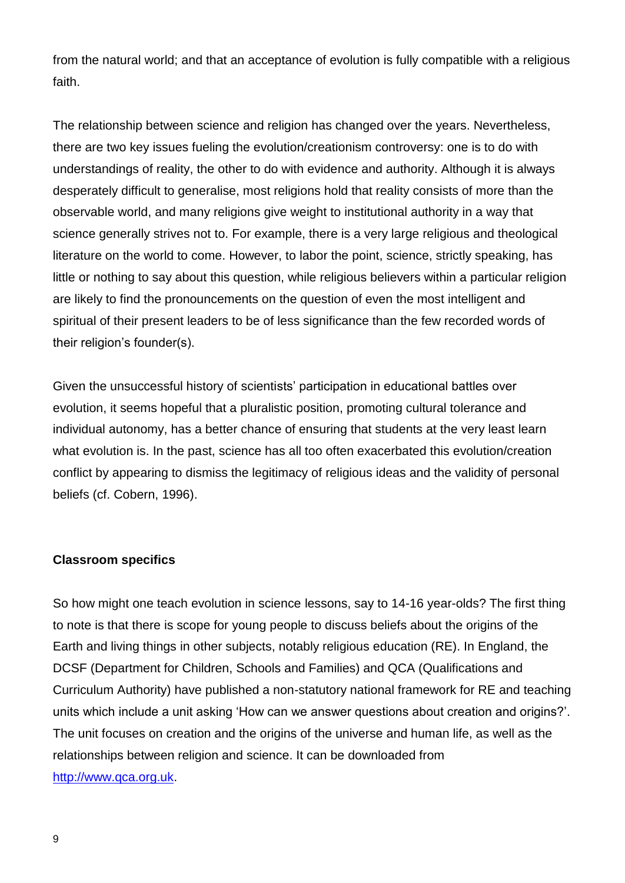from the natural world; and that an acceptance of evolution is fully compatible with a religious faith.

The relationship between science and religion has changed over the years. Nevertheless, there are two key issues fueling the evolution/creationism controversy: one is to do with understandings of reality, the other to do with evidence and authority. Although it is always desperately difficult to generalise, most religions hold that reality consists of more than the observable world, and many religions give weight to institutional authority in a way that science generally strives not to. For example, there is a very large religious and theological literature on the world to come. However, to labor the point, science, strictly speaking, has little or nothing to say about this question, while religious believers within a particular religion are likely to find the pronouncements on the question of even the most intelligent and spiritual of their present leaders to be of less significance than the few recorded words of their religion's founder(s).

Given the unsuccessful history of scientists' participation in educational battles over evolution, it seems hopeful that a pluralistic position, promoting cultural tolerance and individual autonomy, has a better chance of ensuring that students at the very least learn what evolution is. In the past, science has all too often exacerbated this evolution/creation conflict by appearing to dismiss the legitimacy of religious ideas and the validity of personal beliefs (cf. Cobern, 1996).

**Classroom specifics**

So how might one teach evolution in science lessons, say to 14-16 year-olds? The first thing to note is that there is scope for young people to discuss beliefs about the origins of the Earth and living things in other subjects, notably religious education (RE). In England, the DCSF (Department for Children, Schools and Families) and QCA (Qualifications and Curriculum Authority) have published a non-statutory national framework for RE and teaching units which include a unit asking 'How can we answer questions about creation and origins?'. The unit focuses on creation and the origins of the universe and human life, as well as the relationships between religion and science. It can be downloaded from [http://www.qca.org.uk](http://www.qca.org.uk).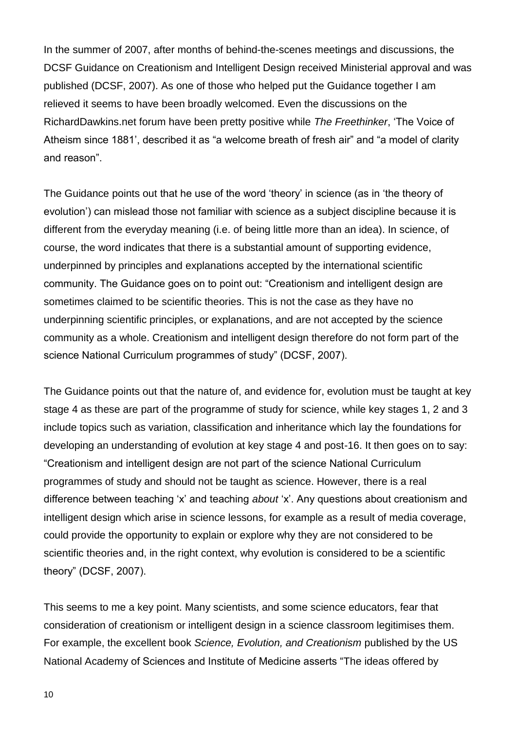In the summer of 2007, after months of behind-the-scenes meetings and discussions, the DCSF Guidance on Creationism and Intelligent Design received Ministerial approval and was published (DCSF, 2007). As one of those who helped put the Guidance together I am relieved it seems to have been broadly welcomed. Even the discussions on the RichardDawkins.net forum have been pretty positive while *The Freethinker*, 'The Voice of Atheism since 1881', described it as "a welcome breath of fresh air" and "a model of clarity and reason".

The Guidance points out that he use of the word 'theory' in science (as in 'the theory of evolution') can mislead those not familiar with science as a subject discipline because it is different from the everyday meaning (i.e. of being little more than an idea). In science, of course, the word indicates that there is a substantial amount of supporting evidence, underpinned by principles and explanations accepted by the international scientific community. The Guidance goes on to point out: "Creationism and intelligent design are sometimes claimed to be scientific theories. This is not the case as they have no underpinning scientific principles, or explanations, and are not accepted by the science community as a whole. Creationism and intelligent design therefore do not form part of the science National Curriculum programmes of study" (DCSF, 2007).

The Guidance points out that the nature of, and evidence for, evolution must be taught at key stage 4 as these are part of the programme of study for science, while key stages 1, 2 and 3 include topics such as variation, classification and inheritance which lay the foundations for developing an understanding of evolution at key stage 4 and post-16. It then goes on to say: "Creationism and intelligent design are not part of the science National Curriculum programmes of study and should not be taught as science. However, there is a real difference between teaching 'x' and teaching *about* 'x'. Any questions about creationism and intelligent design which arise in science lessons, for example as a result of media coverage, could provide the opportunity to explain or explore why they are not considered to be scientific theories and, in the right context, why evolution is considered to be a scientific theory" (DCSF, 2007).

This seems to me a key point. Many scientists, and some science educators, fear that consideration of creationism or intelligent design in a science classroom legitimises them. For example, the excellent book *Science, Evolution, and Creationism* published by the US National Academy of Sciences and Institute of Medicine asserts "The ideas offered by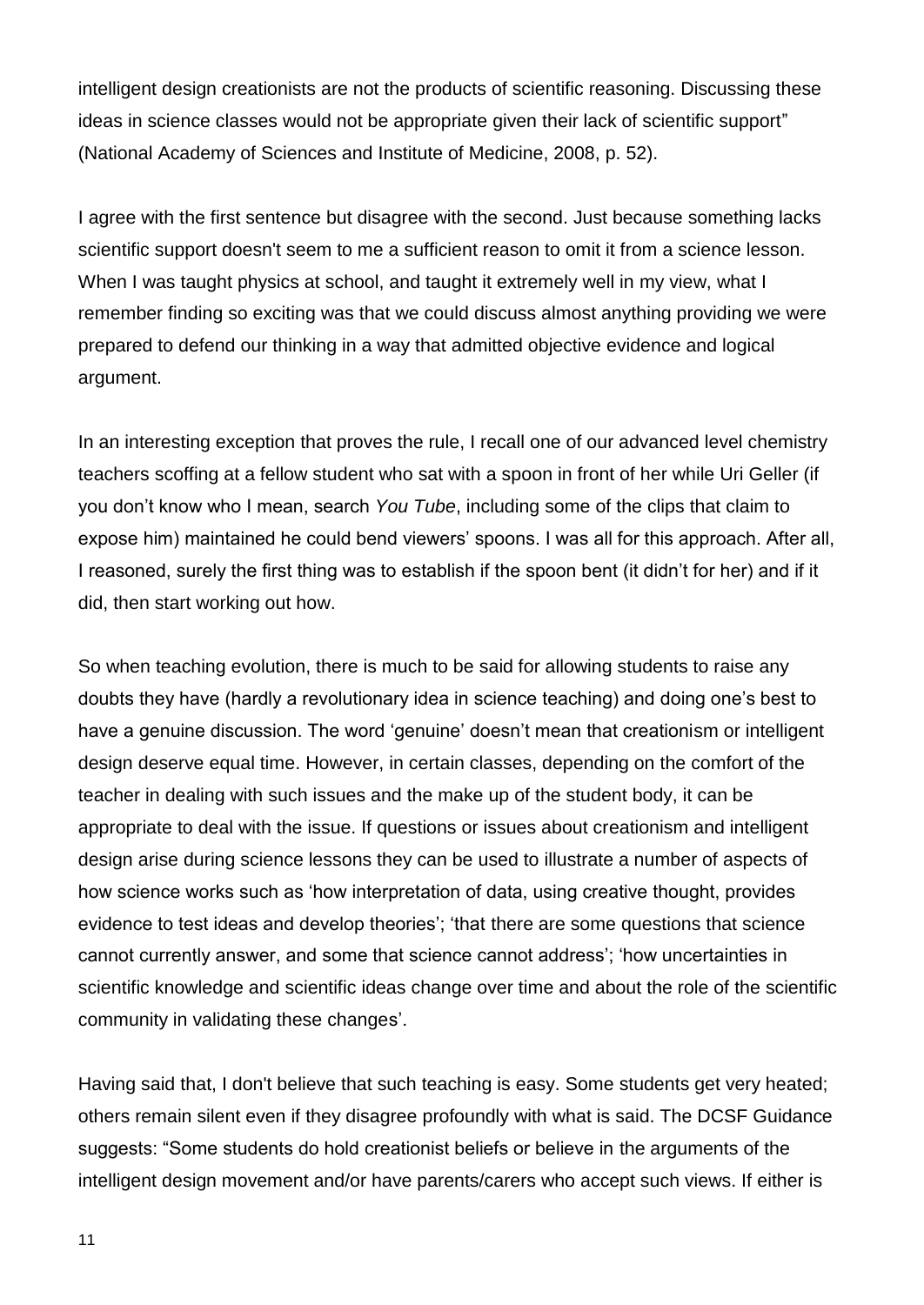intelligent design creationists are not the products of scientific reasoning. Discussing these ideas in science classes would not be appropriate given their lack of scientific support" (National Academy of Sciences and Institute of Medicine, 2008, p. 52).

I agree with the first sentence but disagree with the second. Just because something lacks scientific support doesn't seem to me a sufficient reason to omit it from a science lesson. When I was taught physics at school, and taught it extremely well in my view, what I remember finding so exciting was that we could discuss almost anything providing we were prepared to defend our thinking in a way that admitted objective evidence and logical argument.

In an interesting exception that proves the rule, I recall one of our advanced level chemistry teachers scoffing at a fellow student who sat with a spoon in front of her while Uri Geller (if you don't know who I mean, search *You Tube*, including some of the clips that claim to expose him) maintained he could bend viewers' spoons. I was all for this approach. After all, I reasoned, surely the first thing was to establish if the spoon bent (it didn't for her) and if it did, then start working out how.

So when teaching evolution, there is much to be said for allowing students to raise any doubts they have (hardly a revolutionary idea in science teaching) and doing one's best to have a genuine discussion. The word 'genuine' doesn't mean that creationism or intelligent design deserve equal time. However, in certain classes, depending on the comfort of the teacher in dealing with such issues and the make up of the student body, it can be appropriate to deal with the issue. If questions or issues about creationism and intelligent design arise during science lessons they can be used to illustrate a number of aspects of how science works such as 'how interpretation of data, using creative thought, provides evidence to test ideas and develop theories'; 'that there are some questions that science cannot currently answer, and some that science cannot address'; 'how uncertainties in scientific knowledge and scientific ideas change over time and about the role of the scientific community in validating these changes'.

Having said that, I don't believe that such teaching is easy. Some students get very heated; others remain silent even if they disagree profoundly with what is said. The DCSF Guidance suggests: "Some students do hold creationist beliefs or believe in the arguments of the intelligent design movement and/or have parents/carers who accept such views. If either is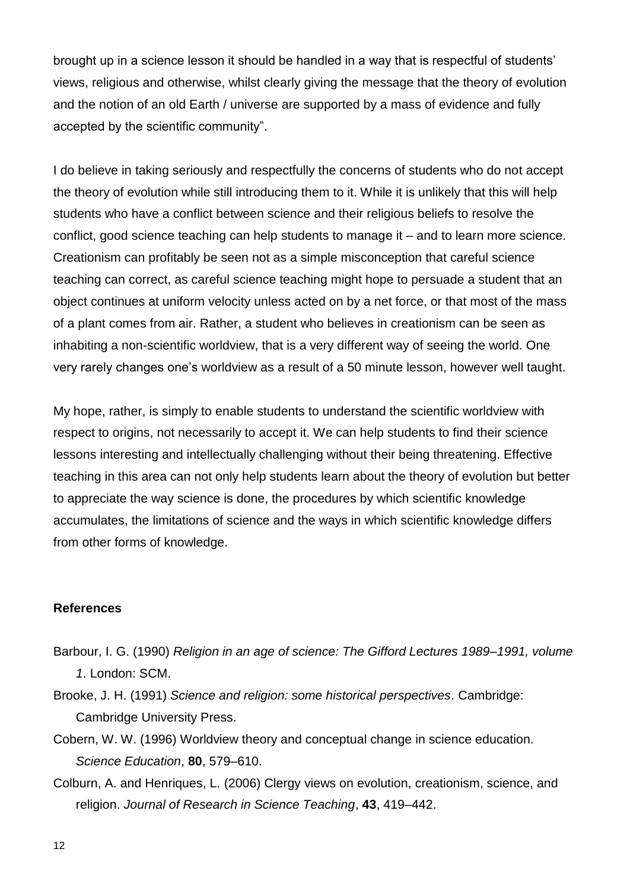brought up in a science lesson it should be handled in a way that is respectful of students' views, religious and otherwise, whilst clearly giving the message that the theory of evolution and the notion of an old Earth / universe are supported by a mass of evidence and fully accepted by the scientific community".

I do believe in taking seriously and respectfully the concerns of students who do not accept the theory of evolution while still introducing them to it. While it is unlikely that this will help students who have a conflict between science and their religious beliefs to resolve the conflict, good science teaching can help students to manage it – and to learn more science. Creationism can profitably be seen not as a simple misconception that careful science teaching can correct, as careful science teaching might hope to persuade a student that an object continues at uniform velocity unless acted on by a net force, or that most of the mass of a plant comes from air. Rather, a student who believes in creationism can be seen as inhabiting a non-scientific worldview, that is a very different way of seeing the world. One very rarely changes one's worldview as a result of a 50 minute lesson, however well taught.

My hope, rather, is simply to enable students to understand the scientific worldview with respect to origins, not necessarily to accept it. We can help students to find their science lessons interesting and intellectually challenging without their being threatening. Effective teaching in this area can not only help students learn about the theory of evolution but better to appreciate the way science is done, the procedures by which scientific knowledge accumulates, the limitations of science and the ways in which scientific knowledge differs from other forms of knowledge.

**References**

Barbour, I. G. (1990) *Religion in an age of science: The Gifford Lectures 1989–1991, volume 1*. London: SCM.

Brooke, J. H. (1991) *Science and religion: some historical perspectives*. Cambridge: Cambridge University Press.

Cobern, W. W. (1996) Worldview theory and conceptual change in science education. *Science Education*, **80**, 579–610.

Colburn, A. and Henriques, L. (2006) Clergy views on evolution, creationism, science, and religion. *Journal of Research in Science Teaching*, **43**, 419–442.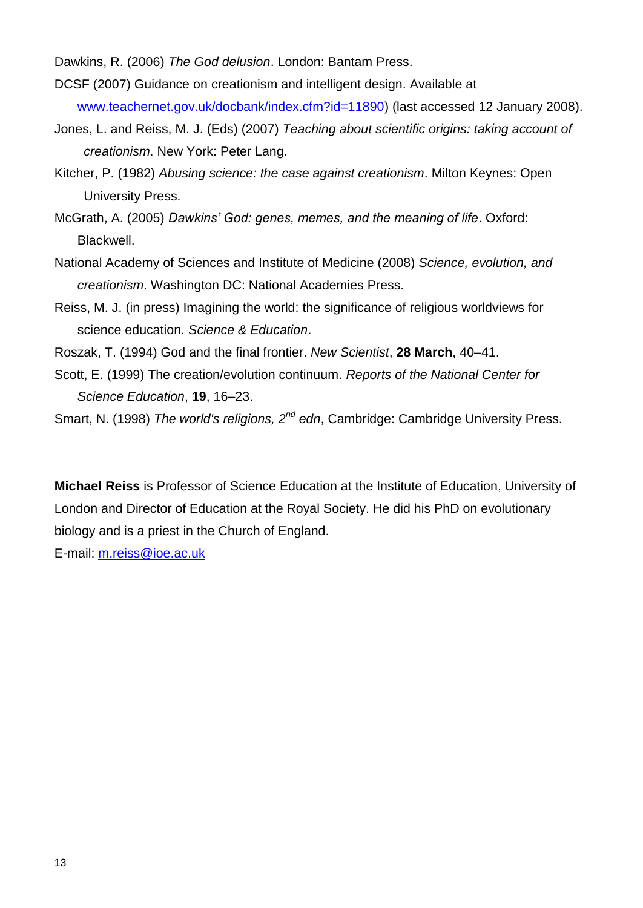Dawkins, R. (2006) *The God delusion*. London: Bantam Press.

DCSF (2007) Guidance on creationism and intelligent design. Available at www.teachernet.gov.uk/docbank/index.cfm?id=11890) (last accessed 12 January 2008).

Jones, L. and Reiss, M. J. (Eds) (2007) *Teaching about scientific origins: taking account of creationism*. New York: Peter Lang.

Kitcher, P. (1982) *Abusing science: the case against creationism*. Milton Keynes: Open University Press.

McGrath, A. (2005) *Dawkins' God: genes, memes, and the meaning of life*. Oxford: Blackwell.

National Academy of Sciences and Institute of Medicine (2008) *Science, evolution, and creationism*. Washington DC: National Academies Press.

Reiss, M. J. (in press) Imagining the world: the significance of religious worldviews for science education. *Science & Education*.

Roszak, T. (1994) God and the final frontier. *New Scientist*, **28 March**, 40–41.

Scott, E. (1999) The creation/evolution continuum. *Reports of the National Center for Science Education*, **19**, 16–23.

Smart, N. (1998) *The world's religions, 2nd edn*, Cambridge: Cambridge University Press.

**Michael Reiss** is Professor of Science Education at the Institute of Education, University of London and Director of Education at the Royal Society. He did his PhD on evolutionary biology and is a priest in the Church of England.

E-mail: m.reiss@ioe.ac.uk